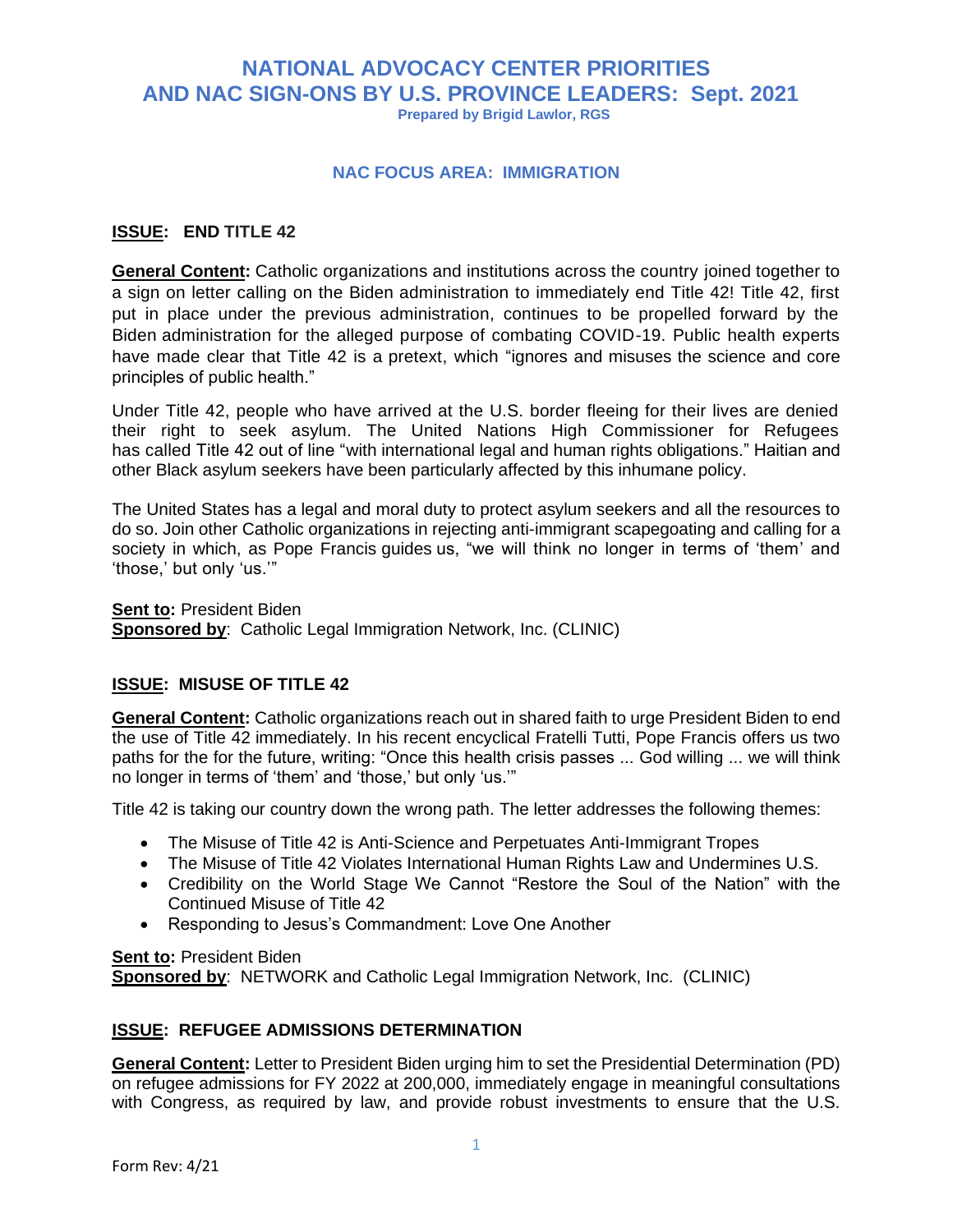# NATIONAL ADVOCACY CENTER PRIORITIES AND NAC SIGN-ONS BY U.S. PROVINCE LEADERS: Sept. 2021

**Prepared by Brigid Lawlor, RGS**

## NAC FOCUS AREA: IMMIGRATION

### ISSUE: END TITLE 42

**General Content:** Catholic organizations and institutions across the country joined together to a sign on letter calling on the Biden administration to immediately end Title 42! Title 42, first put in place under the previous administration, continues to be propelled forward by the Biden administration for the alleged purpose of combating COVID-19. Public health experts have made clear that Title 42 is a pretext, which "ignores and misuses the science and core principles of public health."

Under Title 42, people who have arrived at the U.S. border fleeing for their lives are denied their right to seek asylum. The United Nations High Commissioner for Refugees has called Title 42 out of line "with international legal and human rights obligations." Haitian and other Black asylum seekers have been particularly affected by this inhumane policy.

The United States has a legal and moral duty to protect asylum seekers and all the resources to do so. Join other Catholic organizations in rejecting anti-immigrant scapegoating and calling for a society in which, as Pope Francis guides us, "we will think no longer in terms of 'them' and 'those,' but only 'us.'"

**Sent to:** President Biden
**Sponsored by**: Catholic Legal Immigration Network, Inc. (CLINIC)

### ISSUE: MISUSE OF TITLE 42

**General Content:** Catholic organizations reach out in shared faith to urge President Biden to end the use of Title 42 immediately. In his recent encyclical Fratelli Tutti, Pope Francis offers us two paths for the for the future, writing: "Once this health crisis passes ... God willing ... we will think no longer in terms of 'them' and 'those,' but only 'us.'"

Title 42 is taking our country down the wrong path. The letter addresses the following themes:

- The Misuse of Title 42 is Anti-Science and Perpetuates Anti-Immigrant Tropes
- The Misuse of Title 42 Violates International Human Rights Law and Undermines U.S.
- Credibility on the World Stage We Cannot "Restore the Soul of the Nation" with the Continued Misuse of Title 42
- Responding to Jesus's Commandment: Love One Another

**Sent to:** President Biden
**Sponsored by**: NETWORK and Catholic Legal Immigration Network, Inc. (CLINIC)

### ISSUE: REFUGEE ADMISSIONS DETERMINATION

**General Content:** Letter to President Biden urging him to set the Presidential Determination (PD) on refugee admissions for FY 2022 at 200,000, immediately engage in meaningful consultations with Congress, as required by law, and provide robust investments to ensure that the U.S.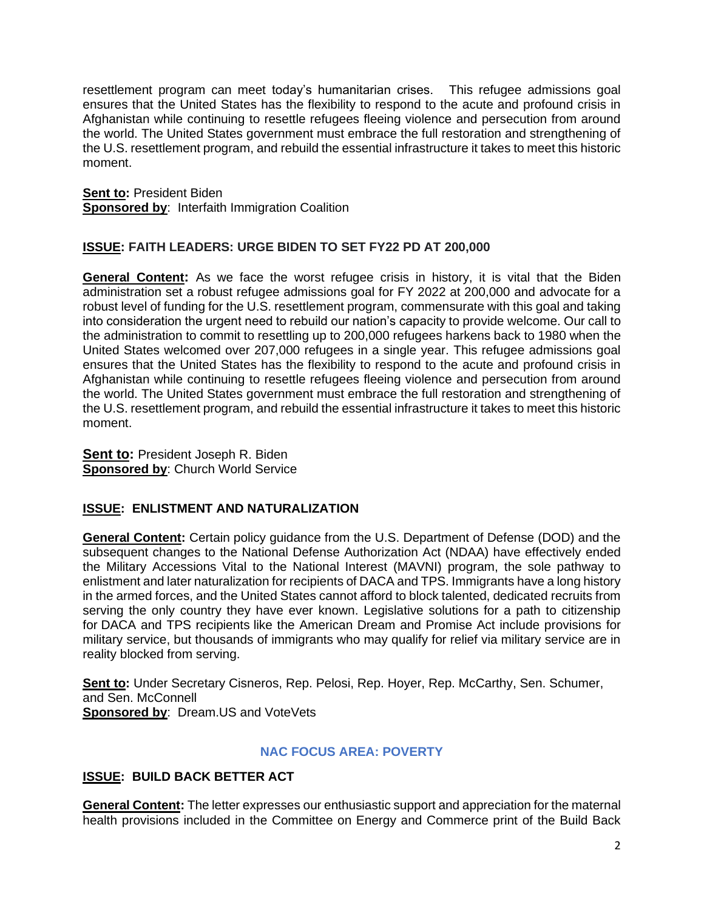resettlement program can meet today's humanitarian crises. This refugee admissions goal ensures that the United States has the flexibility to respond to the acute and profound crisis in Afghanistan while continuing to resettle refugees fleeing violence and persecution from around the world. The United States government must embrace the full restoration and strengthening of the U.S. resettlement program, and rebuild the essential infrastructure it takes to meet this historic moment.

**Sent to:** President Biden
**Sponsored by**: Interfaith Immigration Coalition

**ISSUE: FAITH LEADERS: URGE BIDEN TO SET FY22 PD AT 200,000**

**General Content:** As we face the worst refugee crisis in history, it is vital that the Biden administration set a robust refugee admissions goal for FY 2022 at 200,000 and advocate for a robust level of funding for the U.S. resettlement program, commensurate with this goal and taking into consideration the urgent need to rebuild our nation's capacity to provide welcome. Our call to the administration to commit to resettling up to 200,000 refugees harkens back to 1980 when the United States welcomed over 207,000 refugees in a single year. This refugee admissions goal ensures that the United States has the flexibility to respond to the acute and profound crisis in Afghanistan while continuing to resettle refugees fleeing violence and persecution from around the world. The United States government must embrace the full restoration and strengthening of the U.S. resettlement program, and rebuild the essential infrastructure it takes to meet this historic moment.

**Sent to:** President Joseph R. Biden
**Sponsored by**: Church World Service

**ISSUE: ENLISTMENT AND NATURALIZATION**

**General Content:** Certain policy guidance from the U.S. Department of Defense (DOD) and the subsequent changes to the National Defense Authorization Act (NDAA) have effectively ended the Military Accessions Vital to the National Interest (MAVNI) program, the sole pathway to enlistment and later naturalization for recipients of DACA and TPS. Immigrants have a long history in the armed forces, and the United States cannot afford to block talented, dedicated recruits from serving the only country they have ever known. Legislative solutions for a path to citizenship for DACA and TPS recipients like the American Dream and Promise Act include provisions for military service, but thousands of immigrants who may qualify for relief via military service are in reality blocked from serving.

**Sent to:** Under Secretary Cisneros, Rep. Pelosi, Rep. Hoyer, Rep. McCarthy, Sen. Schumer, and Sen. McConnell
**Sponsored by**: Dream.US and VoteVets

## NAC FOCUS AREA: POVERTY

**ISSUE: BUILD BACK BETTER ACT**

**General Content:** The letter expresses our enthusiastic support and appreciation for the maternal health provisions included in the Committee on Energy and Commerce print of the Build Back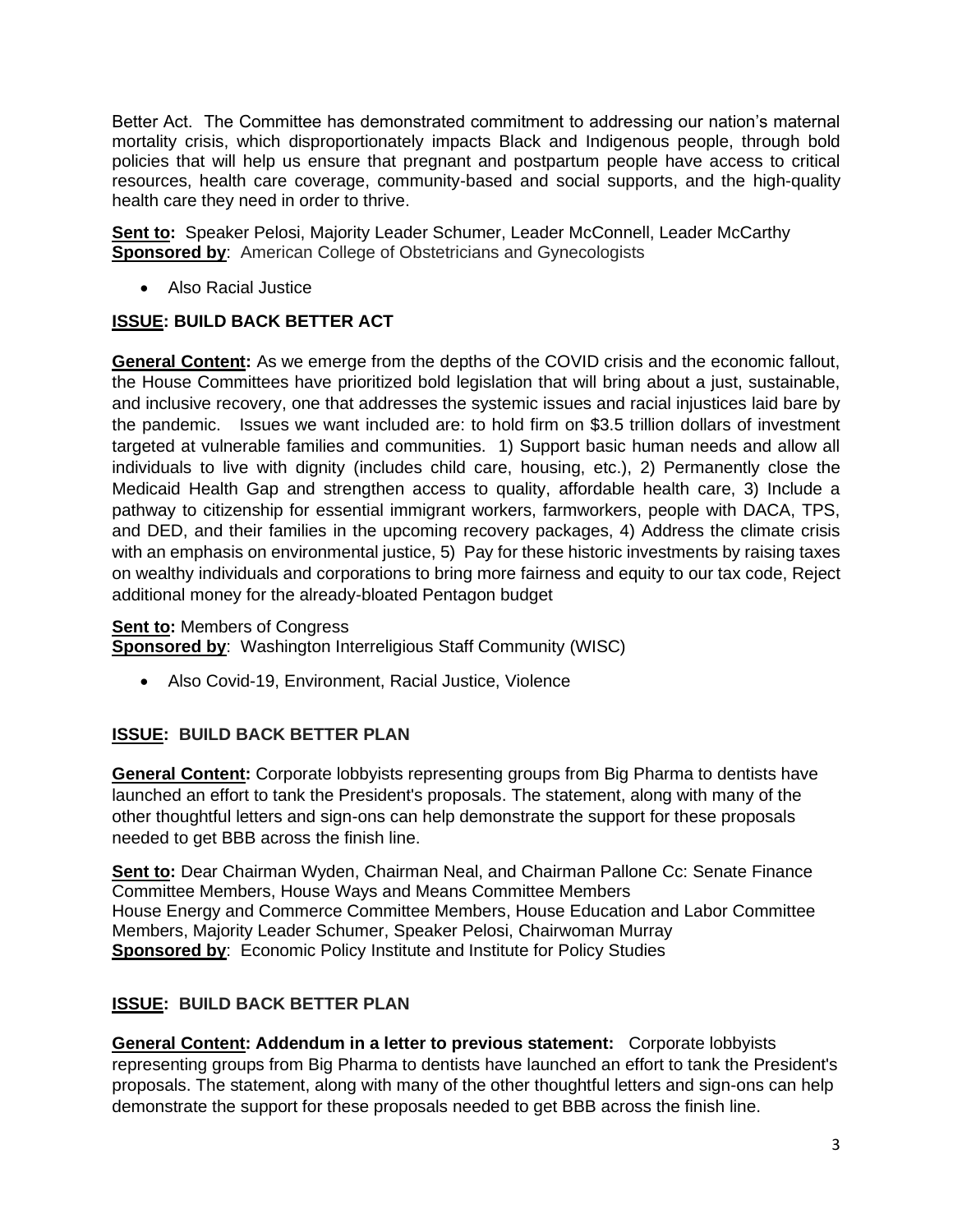Better Act. The Committee has demonstrated commitment to addressing our nation's maternal mortality crisis, which disproportionately impacts Black and Indigenous people, through bold policies that will help us ensure that pregnant and postpartum people have access to critical resources, health care coverage, community-based and social supports, and the high-quality health care they need in order to thrive.

**Sent to:** Speaker Pelosi, Majority Leader Schumer, Leader McConnell, Leader McCarthy
**Sponsored by**: American College of Obstetricians and Gynecologists

- Also Racial Justice

## ISSUE: BUILD BACK BETTER ACT

**General Content:** As we emerge from the depths of the COVID crisis and the economic fallout, the House Committees have prioritized bold legislation that will bring about a just, sustainable, and inclusive recovery, one that addresses the systemic issues and racial injustices laid bare by the pandemic. Issues we want included are: to hold firm on $3.5 trillion dollars of investment targeted at vulnerable families and communities. 1) Support basic human needs and allow all individuals to live with dignity (includes child care, housing, etc.), 2) Permanently close the Medicaid Health Gap and strengthen access to quality, affordable health care, 3) Include a pathway to citizenship for essential immigrant workers, farmworkers, people with DACA, TPS, and DED, and their families in the upcoming recovery packages, 4) Address the climate crisis with an emphasis on environmental justice, 5) Pay for these historic investments by raising taxes on wealthy individuals and corporations to bring more fairness and equity to our tax code, Reject additional money for the already-bloated Pentagon budget

**Sent to:** Members of Congress
**Sponsored by**: Washington Interreligious Staff Community (WISC)

- Also Covid-19, Environment, Racial Justice, Violence

## ISSUE: BUILD BACK BETTER PLAN

**General Content:** Corporate lobbyists representing groups from Big Pharma to dentists have launched an effort to tank the President's proposals. The statement, along with many of the other thoughtful letters and sign-ons can help demonstrate the support for these proposals needed to get BBB across the finish line.

**Sent to:** Dear Chairman Wyden, Chairman Neal, and Chairman Pallone Cc: Senate Finance Committee Members, House Ways and Means Committee Members
House Energy and Commerce Committee Members, House Education and Labor Committee Members, Majority Leader Schumer, Speaker Pelosi, Chairwoman Murray
**Sponsored by**: Economic Policy Institute and Institute for Policy Studies

## ISSUE: BUILD BACK BETTER PLAN

**General Content: Addendum in a letter to previous statement:** Corporate lobbyists representing groups from Big Pharma to dentists have launched an effort to tank the President's proposals. The statement, along with many of the other thoughtful letters and sign-ons can help demonstrate the support for these proposals needed to get BBB across the finish line.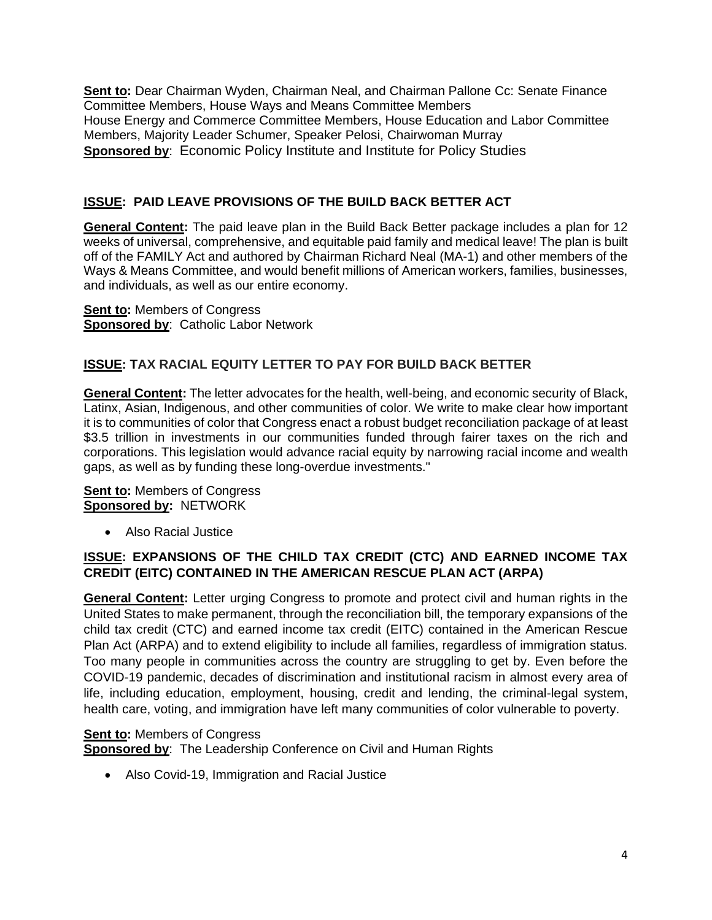**Sent to:** Dear Chairman Wyden, Chairman Neal, and Chairman Pallone Cc: Senate Finance Committee Members, House Ways and Means Committee Members
House Energy and Commerce Committee Members, House Education and Labor Committee Members, Majority Leader Schumer, Speaker Pelosi, Chairwoman Murray
**Sponsored by**: Economic Policy Institute and Institute for Policy Studies

## ISSUE: PAID LEAVE PROVISIONS OF THE BUILD BACK BETTER ACT

**General Content:** The paid leave plan in the Build Back Better package includes a plan for 12 weeks of universal, comprehensive, and equitable paid family and medical leave! The plan is built off of the FAMILY Act and authored by Chairman Richard Neal (MA-1) and other members of the Ways & Means Committee, and would benefit millions of American workers, families, businesses, and individuals, as well as our entire economy.

**Sent to:** Members of Congress
**Sponsored by**: Catholic Labor Network

## ISSUE: TAX RACIAL EQUITY LETTER TO PAY FOR BUILD BACK BETTER

**General Content:** The letter advocates for the health, well-being, and economic security of Black, Latinx, Asian, Indigenous, and other communities of color. We write to make clear how important it is to communities of color that Congress enact a robust budget reconciliation package of at least $3.5 trillion in investments in our communities funded through fairer taxes on the rich and corporations. This legislation would advance racial equity by narrowing racial income and wealth gaps, as well as by funding these long-overdue investments."

**Sent to:** Members of Congress
**Sponsored by:** NETWORK

- Also Racial Justice

## ISSUE: EXPANSIONS OF THE CHILD TAX CREDIT (CTC) AND EARNED INCOME TAX CREDIT (EITC) CONTAINED IN THE AMERICAN RESCUE PLAN ACT (ARPA)

**General Content:** Letter urging Congress to promote and protect civil and human rights in the United States to make permanent, through the reconciliation bill, the temporary expansions of the child tax credit (CTC) and earned income tax credit (EITC) contained in the American Rescue Plan Act (ARPA) and to extend eligibility to include all families, regardless of immigration status. Too many people in communities across the country are struggling to get by. Even before the COVID-19 pandemic, decades of discrimination and institutional racism in almost every area of life, including education, employment, housing, credit and lending, the criminal-legal system, health care, voting, and immigration have left many communities of color vulnerable to poverty.

**Sent to:** Members of Congress
**Sponsored by**: The Leadership Conference on Civil and Human Rights

- Also Covid-19, Immigration and Racial Justice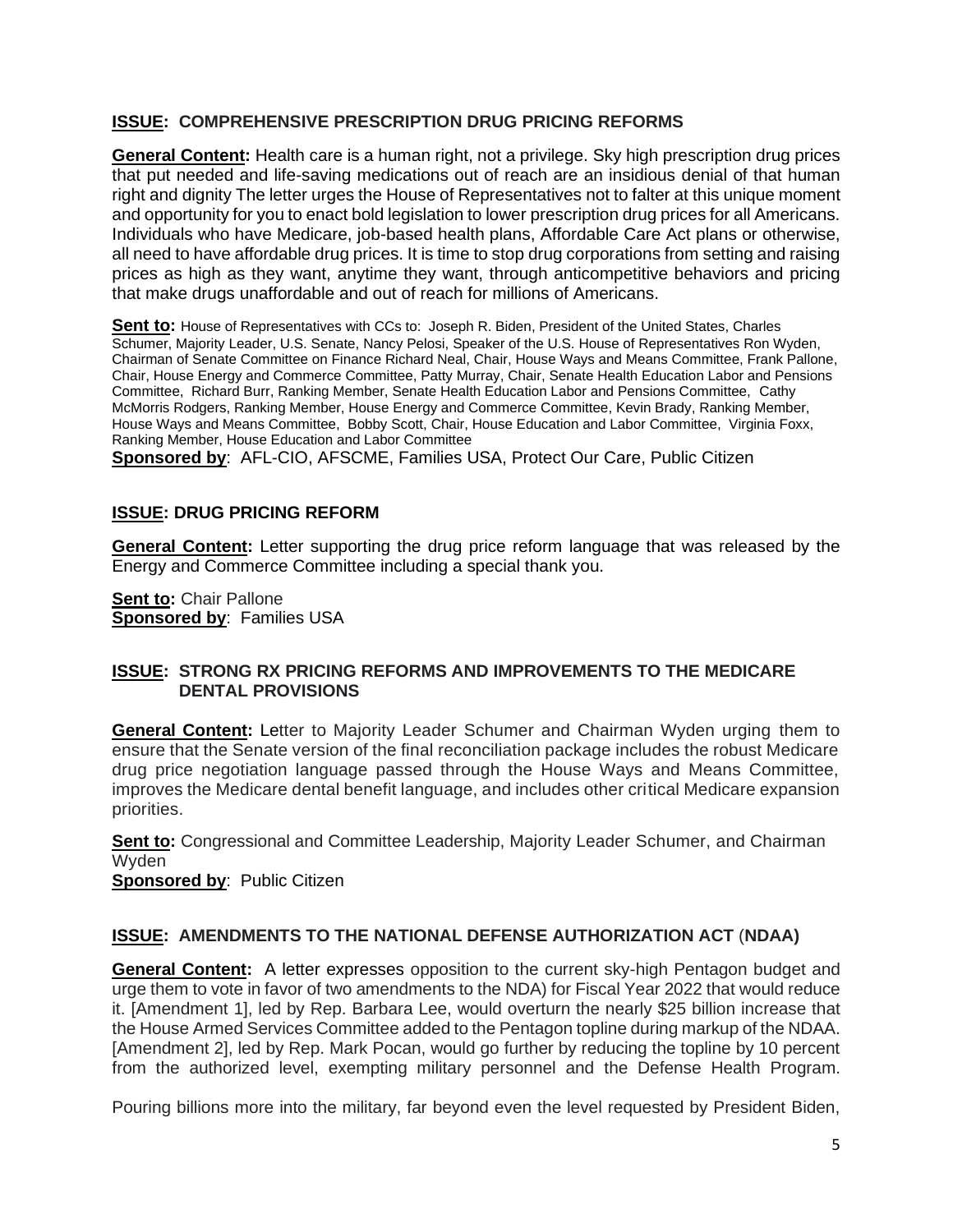**ISSUE: COMPREHENSIVE PRESCRIPTION DRUG PRICING REFORMS**

**General Content:** Health care is a human right, not a privilege. Sky high prescription drug prices that put needed and life-saving medications out of reach are an insidious denial of that human right and dignity The letter urges the House of Representatives not to falter at this unique moment and opportunity for you to enact bold legislation to lower prescription drug prices for all Americans. Individuals who have Medicare, job-based health plans, Affordable Care Act plans or otherwise, all need to have affordable drug prices. It is time to stop drug corporations from setting and raising prices as high as they want, anytime they want, through anticompetitive behaviors and pricing that make drugs unaffordable and out of reach for millions of Americans.

**Sent to:** House of Representatives with CCs to: Joseph R. Biden, President of the United States, Charles Schumer, Majority Leader, U.S. Senate, Nancy Pelosi, Speaker of the U.S. House of Representatives Ron Wyden, Chairman of Senate Committee on Finance Richard Neal, Chair, House Ways and Means Committee, Frank Pallone, Chair, House Energy and Commerce Committee, Patty Murray, Chair, Senate Health Education Labor and Pensions Committee, Richard Burr, Ranking Member, Senate Health Education Labor and Pensions Committee, Cathy McMorris Rodgers, Ranking Member, House Energy and Commerce Committee, Kevin Brady, Ranking Member, House Ways and Means Committee, Bobby Scott, Chair, House Education and Labor Committee, Virginia Foxx, Ranking Member, House Education and Labor Committee

**Sponsored by**: AFL-CIO, AFSCME, Families USA, Protect Our Care, Public Citizen

**ISSUE: DRUG PRICING REFORM**

**General Content:** Letter supporting the drug price reform language that was released by the Energy and Commerce Committee including a special thank you.

**Sent to:** Chair Pallone

**Sponsored by**: Families USA

**ISSUE: STRONG RX PRICING REFORMS AND IMPROVEMENTS TO THE MEDICARE DENTAL PROVISIONS**

**General Content:** Letter to Majority Leader Schumer and Chairman Wyden urging them to ensure that the Senate version of the final reconciliation package includes the robust Medicare drug price negotiation language passed through the House Ways and Means Committee, improves the Medicare dental benefit language, and includes other critical Medicare expansion priorities.

**Sent to:** Congressional and Committee Leadership, Majority Leader Schumer, and Chairman Wyden

**Sponsored by**: Public Citizen

**ISSUE: AMENDMENTS TO THE NATIONAL DEFENSE AUTHORIZATION ACT (NDAA)**

**General Content:** A letter expresses opposition to the current sky-high Pentagon budget and urge them to vote in favor of two amendments to the NDA) for Fiscal Year 2022 that would reduce it. [Amendment 1], led by Rep. Barbara Lee, would overturn the nearly $25 billion increase that the House Armed Services Committee added to the Pentagon topline during markup of the NDAA. [Amendment 2], led by Rep. Mark Pocan, would go further by reducing the topline by 10 percent from the authorized level, exempting military personnel and the Defense Health Program.

Pouring billions more into the military, far beyond even the level requested by President Biden,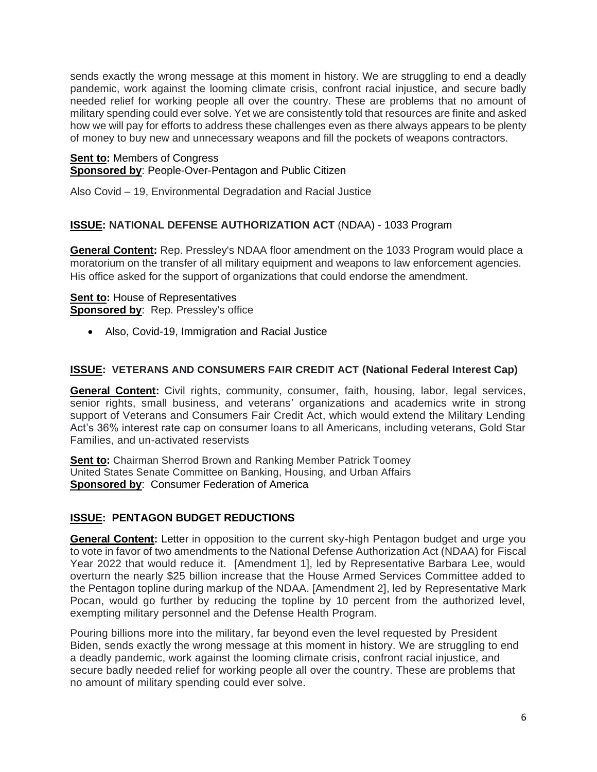sends exactly the wrong message at this moment in history. We are struggling to end a deadly pandemic, work against the looming climate crisis, confront racial injustice, and secure badly needed relief for working people all over the country. These are problems that no amount of military spending could ever solve. Yet we are consistently told that resources are finite and asked how we will pay for efforts to address these challenges even as there always appears to be plenty of money to buy new and unnecessary weapons and fill the pockets of weapons contractors.

**Sent to:** Members of Congress
**Sponsored by**: People-Over-Pentagon and Public Citizen

Also Covid – 19, Environmental Degradation and Racial Justice

**ISSUE: NATIONAL DEFENSE AUTHORIZATION ACT** (NDAA) - 1033 Program

**General Content:** Rep. Pressley's NDAA floor amendment on the 1033 Program would place a moratorium on the transfer of all military equipment and weapons to law enforcement agencies. His office asked for the support of organizations that could endorse the amendment.

**Sent to:** House of Representatives
**Sponsored by**: Rep. Pressley's office

- Also, Covid-19, Immigration and Racial Justice

**ISSUE: VETERANS AND CONSUMERS FAIR CREDIT ACT (National Federal Interest Cap)**

**General Content:** Civil rights, community, consumer, faith, housing, labor, legal services, senior rights, small business, and veterans' organizations and academics write in strong support of Veterans and Consumers Fair Credit Act, which would extend the Military Lending Act's 36% interest rate cap on consumer loans to all Americans, including veterans, Gold Star Families, and un-activated reservists

**Sent to:** Chairman Sherrod Brown and Ranking Member Patrick Toomey
United States Senate Committee on Banking, Housing, and Urban Affairs
**Sponsored by**: Consumer Federation of America

**ISSUE: PENTAGON BUDGET REDUCTIONS**

**General Content:** Letter in opposition to the current sky-high Pentagon budget and urge you to vote in favor of two amendments to the National Defense Authorization Act (NDAA) for Fiscal Year 2022 that would reduce it. [Amendment 1], led by Representative Barbara Lee, would overturn the nearly $25 billion increase that the House Armed Services Committee added to the Pentagon topline during markup of the NDAA. [Amendment 2], led by Representative Mark Pocan, would go further by reducing the topline by 10 percent from the authorized level, exempting military personnel and the Defense Health Program.

Pouring billions more into the military, far beyond even the level requested by President Biden, sends exactly the wrong message at this moment in history. We are struggling to end a deadly pandemic, work against the looming climate crisis, confront racial injustice, and secure badly needed relief for working people all over the country. These are problems that no amount of military spending could ever solve.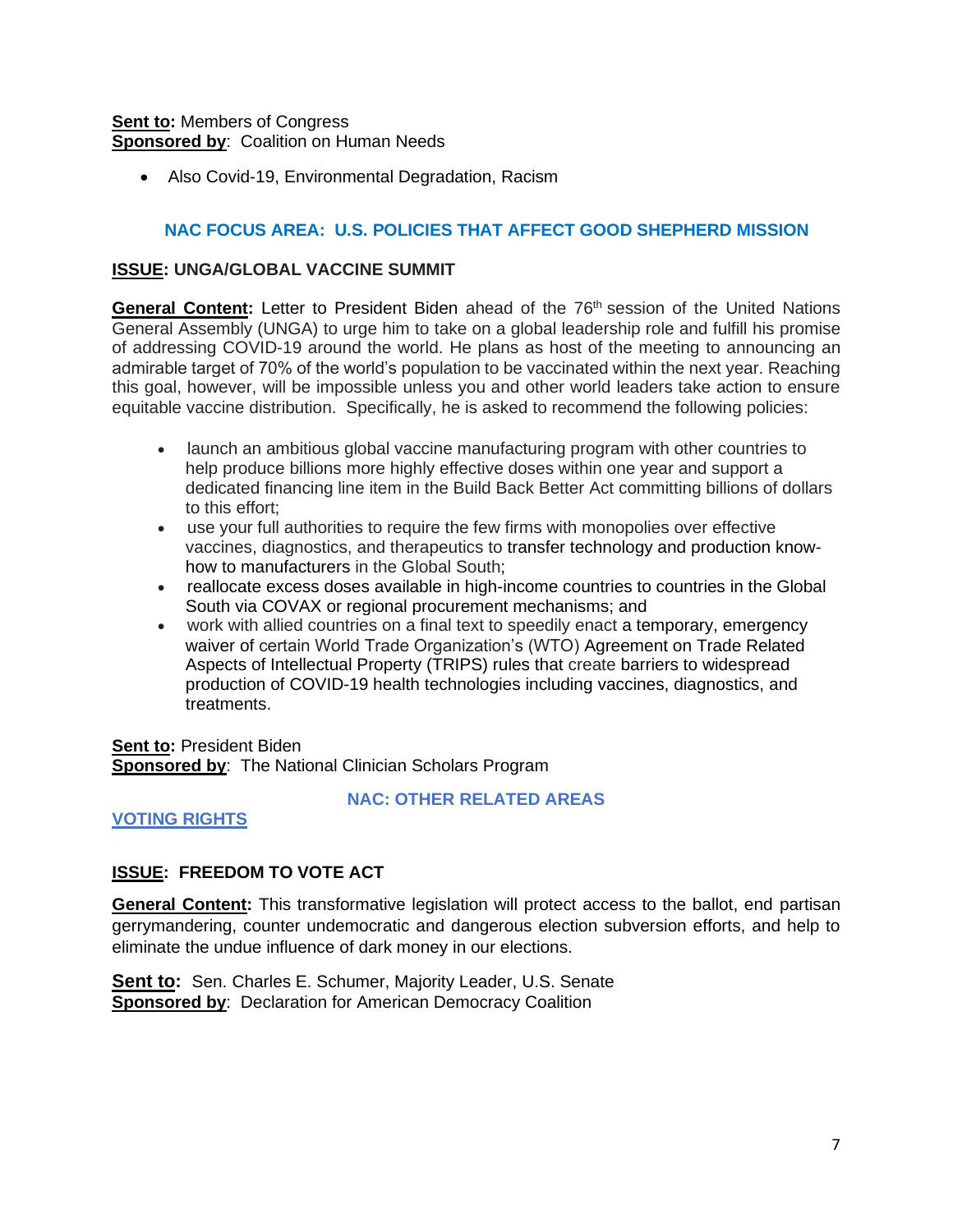**Sent to:** Members of Congress
**Sponsored by**: Coalition on Human Needs

- Also Covid-19, Environmental Degradation, Racism

## NAC FOCUS AREA: U.S. POLICIES THAT AFFECT GOOD SHEPHERD MISSION

**ISSUE: UNGA/GLOBAL VACCINE SUMMIT**

**General Content:** Letter to President Biden ahead of the 76th session of the United Nations General Assembly (UNGA) to urge him to take on a global leadership role and fulfill his promise of addressing COVID-19 around the world. He plans as host of the meeting to announcing an admirable target of 70% of the world's population to be vaccinated within the next year. Reaching this goal, however, will be impossible unless you and other world leaders take action to ensure equitable vaccine distribution. Specifically, he is asked to recommend the following policies:

- launch an ambitious global vaccine manufacturing program with other countries to help produce billions more highly effective doses within one year and support a dedicated financing line item in the Build Back Better Act committing billions of dollars to this effort;
- use your full authorities to require the few firms with monopolies over effective vaccines, diagnostics, and therapeutics to transfer technology and production know-how to manufacturers in the Global South;
- reallocate excess doses available in high-income countries to countries in the Global South via COVAX or regional procurement mechanisms; and
- work with allied countries on a final text to speedily enact a temporary, emergency waiver of certain World Trade Organization's (WTO) Agreement on Trade Related Aspects of Intellectual Property (TRIPS) rules that create barriers to widespread production of COVID-19 health technologies including vaccines, diagnostics, and treatments.

**Sent to:** President Biden
**Sponsored by**: The National Clinician Scholars Program

## NAC: OTHER RELATED AREAS

### VOTING RIGHTS

**ISSUE: FREEDOM TO VOTE ACT**

**General Content:** This transformative legislation will protect access to the ballot, end partisan gerrymandering, counter undemocratic and dangerous election subversion efforts, and help to eliminate the undue influence of dark money in our elections.

**Sent to:** Sen. Charles E. Schumer, Majority Leader, U.S. Senate
**Sponsored by**: Declaration for American Democracy Coalition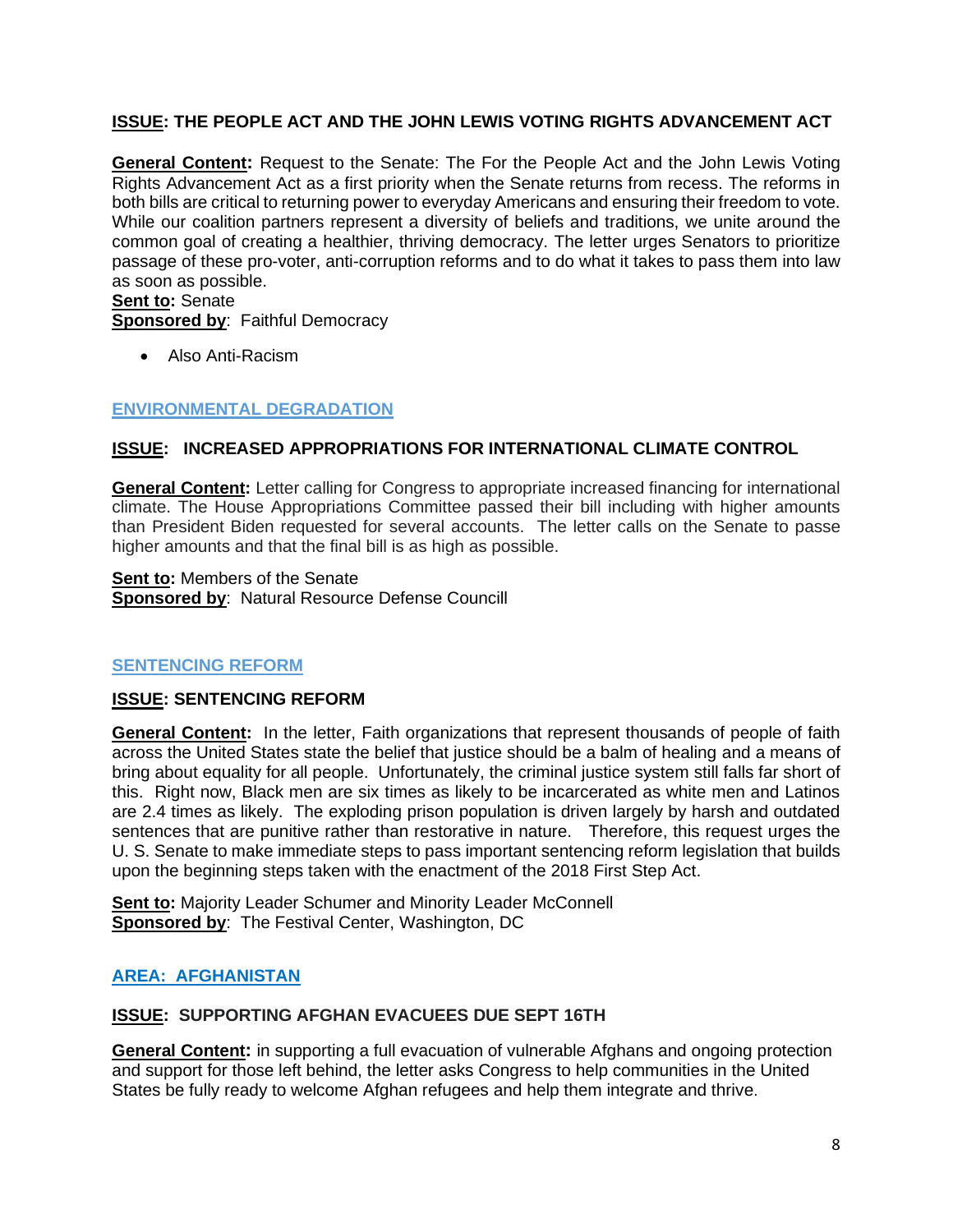**ISSUE: THE PEOPLE ACT AND THE JOHN LEWIS VOTING RIGHTS ADVANCEMENT ACT**

**General Content:** Request to the Senate: The For the People Act and the John Lewis Voting Rights Advancement Act as a first priority when the Senate returns from recess. The reforms in both bills are critical to returning power to everyday Americans and ensuring their freedom to vote. While our coalition partners represent a diversity of beliefs and traditions, we unite around the common goal of creating a healthier, thriving democracy. The letter urges Senators to prioritize passage of these pro-voter, anti-corruption reforms and to do what it takes to pass them into law as soon as possible.
**Sent to:** Senate
**Sponsored by**: Faithful Democracy

- Also Anti-Racism

## ENVIRONMENTAL DEGRADATION

**ISSUE: INCREASED APPROPRIATIONS FOR INTERNATIONAL CLIMATE CONTROL**

**General Content:** Letter calling for Congress to appropriate increased financing for international climate. The House Appropriations Committee passed their bill including with higher amounts than President Biden requested for several accounts. The letter calls on the Senate to passe higher amounts and that the final bill is as high as possible.

**Sent to:** Members of the Senate
**Sponsored by**: Natural Resource Defense Councill

## SENTENCING REFORM

**ISSUE: SENTENCING REFORM**

**General Content:** In the letter, Faith organizations that represent thousands of people of faith across the United States state the belief that justice should be a balm of healing and a means of bring about equality for all people. Unfortunately, the criminal justice system still falls far short of this. Right now, Black men are six times as likely to be incarcerated as white men and Latinos are 2.4 times as likely. The exploding prison population is driven largely by harsh and outdated sentences that are punitive rather than restorative in nature. Therefore, this request urges the U. S. Senate to make immediate steps to pass important sentencing reform legislation that builds upon the beginning steps taken with the enactment of the 2018 First Step Act.

**Sent to:** Majority Leader Schumer and Minority Leader McConnell
**Sponsored by**: The Festival Center, Washington, DC

## AREA: AFGHANISTAN

**ISSUE: SUPPORTING AFGHAN EVACUEES DUE SEPT 16TH**

**General Content:** in supporting a full evacuation of vulnerable Afghans and ongoing protection and support for those left behind, the letter asks Congress to help communities in the United States be fully ready to welcome Afghan refugees and help them integrate and thrive.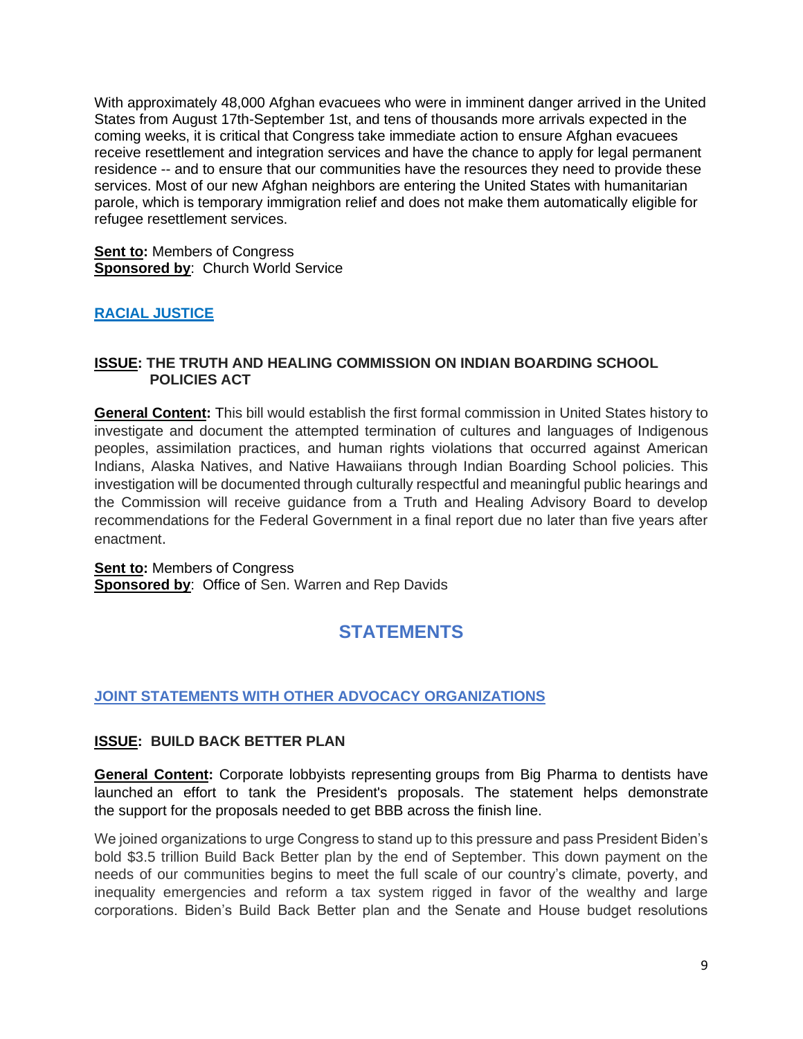With approximately 48,000 Afghan evacuees who were in imminent danger arrived in the United States from August 17th-September 1st, and tens of thousands more arrivals expected in the coming weeks, it is critical that Congress take immediate action to ensure Afghan evacuees receive resettlement and integration services and have the chance to apply for legal permanent residence -- and to ensure that our communities have the resources they need to provide these services. Most of our new Afghan neighbors are entering the United States with humanitarian parole, which is temporary immigration relief and does not make them automatically eligible for refugee resettlement services.

**Sent to:** Members of Congress
**Sponsored by**: Church World Service

### RACIAL JUSTICE

#### ISSUE: THE TRUTH AND HEALING COMMISSION ON INDIAN BOARDING SCHOOL POLICIES ACT

**General Content:** This bill would establish the first formal commission in United States history to investigate and document the attempted termination of cultures and languages of Indigenous peoples, assimilation practices, and human rights violations that occurred against American Indians, Alaska Natives, and Native Hawaiians through Indian Boarding School policies. This investigation will be documented through culturally respectful and meaningful public hearings and the Commission will receive guidance from a Truth and Healing Advisory Board to develop recommendations for the Federal Government in a final report due no later than five years after enactment.

**Sent to:** Members of Congress
**Sponsored by**: Office of Sen. Warren and Rep Davids

## STATEMENTS

### JOINT STATEMENTS WITH OTHER ADVOCACY ORGANIZATIONS

#### ISSUE: BUILD BACK BETTER PLAN

**General Content:** Corporate lobbyists representing groups from Big Pharma to dentists have launched an effort to tank the President's proposals. The statement helps demonstrate the support for the proposals needed to get BBB across the finish line.

We joined organizations to urge Congress to stand up to this pressure and pass President Biden's bold $3.5 trillion Build Back Better plan by the end of September. This down payment on the needs of our communities begins to meet the full scale of our country's climate, poverty, and inequality emergencies and reform a tax system rigged in favor of the wealthy and large corporations. Biden's Build Back Better plan and the Senate and House budget resolutions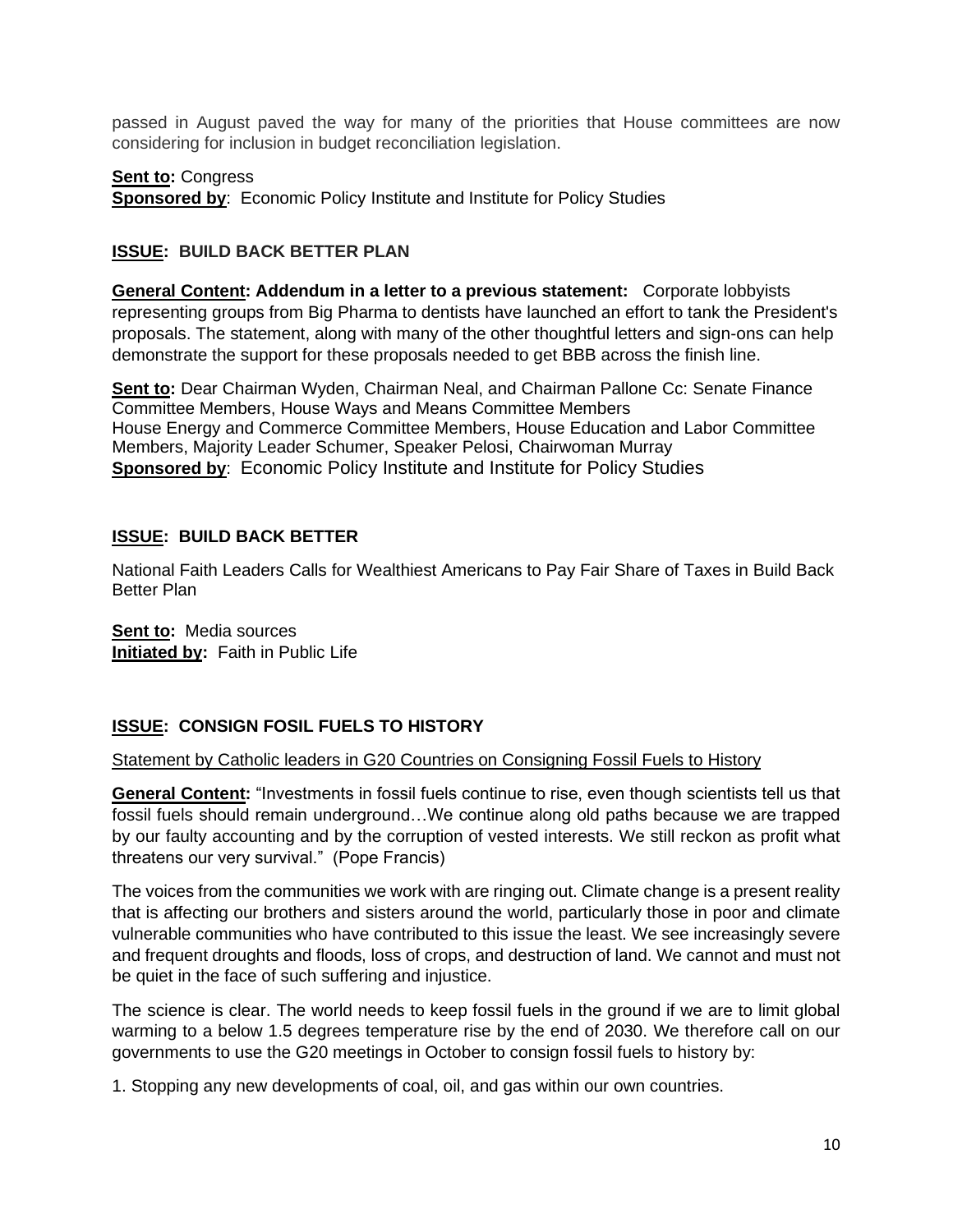passed in August paved the way for many of the priorities that House committees are now considering for inclusion in budget reconciliation legislation.

**Sent to:** Congress
**Sponsored by**: Economic Policy Institute and Institute for Policy Studies

## ISSUE: BUILD BACK BETTER PLAN

**General Content: Addendum in a letter to a previous statement:** Corporate lobbyists representing groups from Big Pharma to dentists have launched an effort to tank the President's proposals. The statement, along with many of the other thoughtful letters and sign-ons can help demonstrate the support for these proposals needed to get BBB across the finish line.

**Sent to:** Dear Chairman Wyden, Chairman Neal, and Chairman Pallone Cc: Senate Finance Committee Members, House Ways and Means Committee Members
House Energy and Commerce Committee Members, House Education and Labor Committee Members, Majority Leader Schumer, Speaker Pelosi, Chairwoman Murray
**Sponsored by**: Economic Policy Institute and Institute for Policy Studies

## ISSUE: BUILD BACK BETTER

National Faith Leaders Calls for Wealthiest Americans to Pay Fair Share of Taxes in Build Back Better Plan

**Sent to:** Media sources
**Initiated by:** Faith in Public Life

## ISSUE: CONSIGN FOSIL FUELS TO HISTORY

Statement by Catholic leaders in G20 Countries on Consigning Fossil Fuels to History

**General Content:** "Investments in fossil fuels continue to rise, even though scientists tell us that fossil fuels should remain underground…We continue along old paths because we are trapped by our faulty accounting and by the corruption of vested interests. We still reckon as profit what threatens our very survival." (Pope Francis)

The voices from the communities we work with are ringing out. Climate change is a present reality that is affecting our brothers and sisters around the world, particularly those in poor and climate vulnerable communities who have contributed to this issue the least. We see increasingly severe and frequent droughts and floods, loss of crops, and destruction of land. We cannot and must not be quiet in the face of such suffering and injustice.

The science is clear. The world needs to keep fossil fuels in the ground if we are to limit global warming to a below 1.5 degrees temperature rise by the end of 2030. We therefore call on our governments to use the G20 meetings in October to consign fossil fuels to history by:

1. Stopping any new developments of coal, oil, and gas within our own countries.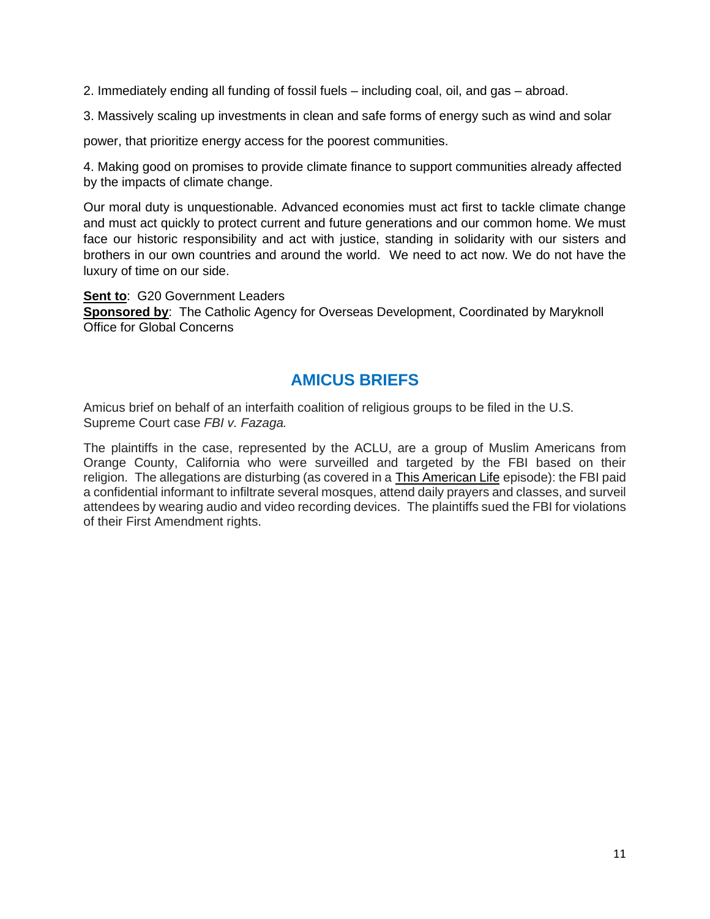2. Immediately ending all funding of fossil fuels – including coal, oil, and gas – abroad.

3. Massively scaling up investments in clean and safe forms of energy such as wind and solar power, that prioritize energy access for the poorest communities.

4. Making good on promises to provide climate finance to support communities already affected by the impacts of climate change.

Our moral duty is unquestionable. Advanced economies must act first to tackle climate change and must act quickly to protect current and future generations and our common home. We must face our historic responsibility and act with justice, standing in solidarity with our sisters and brothers in our own countries and around the world. We need to act now. We do not have the luxury of time on our side.

**Sent to**: G20 Government Leaders
**Sponsored by**: The Catholic Agency for Overseas Development, Coordinated by Maryknoll Office for Global Concerns

## AMICUS BRIEFS

Amicus brief on behalf of an interfaith coalition of religious groups to be filed in the U.S. Supreme Court case *FBI v. Fazaga.*

The plaintiffs in the case, represented by the ACLU, are a group of Muslim Americans from Orange County, California who were surveilled and targeted by the FBI based on their religion. The allegations are disturbing (as covered in a This American Life episode): the FBI paid a confidential informant to infiltrate several mosques, attend daily prayers and classes, and surveil attendees by wearing audio and video recording devices. The plaintiffs sued the FBI for violations of their First Amendment rights.